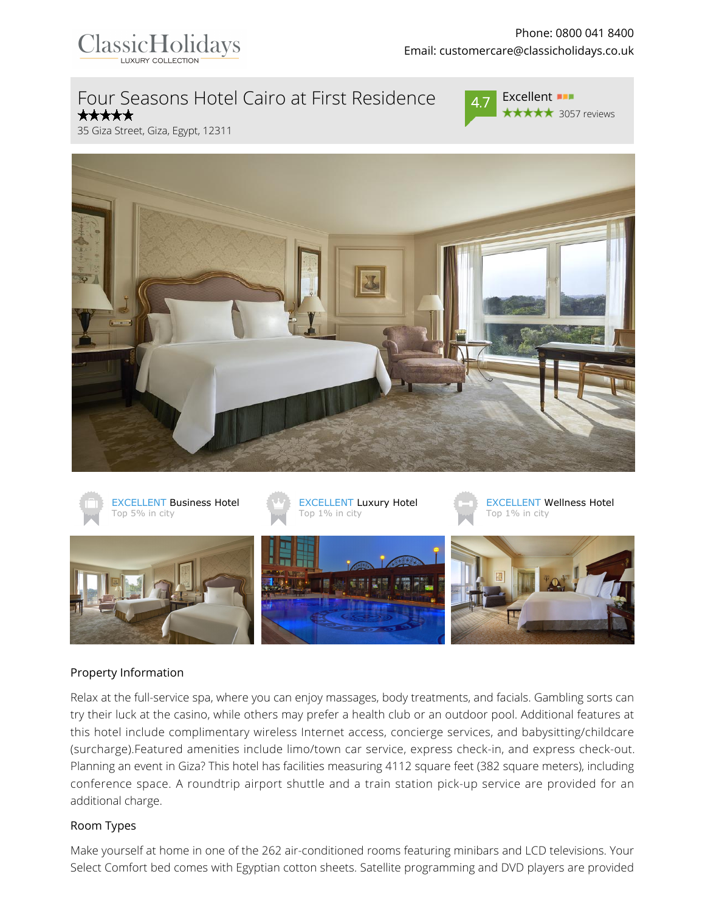ClassicHolidays
LUXURY COLLECTION

Phone: 0800 041 8400
Email: customercare@classicholidays.co.uk

# Four Seasons Hotel Cairo at First Residence

★★★★★

35 Giza Street, Giza, Egypt, 12311

4.7 Excellent
★★★★★ 3057 reviews

EXCELLENT Business Hotel
Top 5% in city

EXCELLENT Luxury Hotel
Top 1% in city

EXCELLENT Wellness Hotel
Top 1% in city

## Property Information

Relax at the full-service spa, where you can enjoy massages, body treatments, and facials. Gambling sorts can try their luck at the casino, while others may prefer a health club or an outdoor pool. Additional features at this hotel include complimentary wireless Internet access, concierge services, and babysitting/childcare (surcharge).Featured amenities include limo/town car service, express check-in, and express check-out. Planning an event in Giza? This hotel has facilities measuring 4112 square feet (382 square meters), including conference space. A roundtrip airport shuttle and a train station pick-up service are provided for an additional charge.

## Room Types

Make yourself at home in one of the 262 air-conditioned rooms featuring minibars and LCD televisions. Your Select Comfort bed comes with Egyptian cotton sheets. Satellite programming and DVD players are provided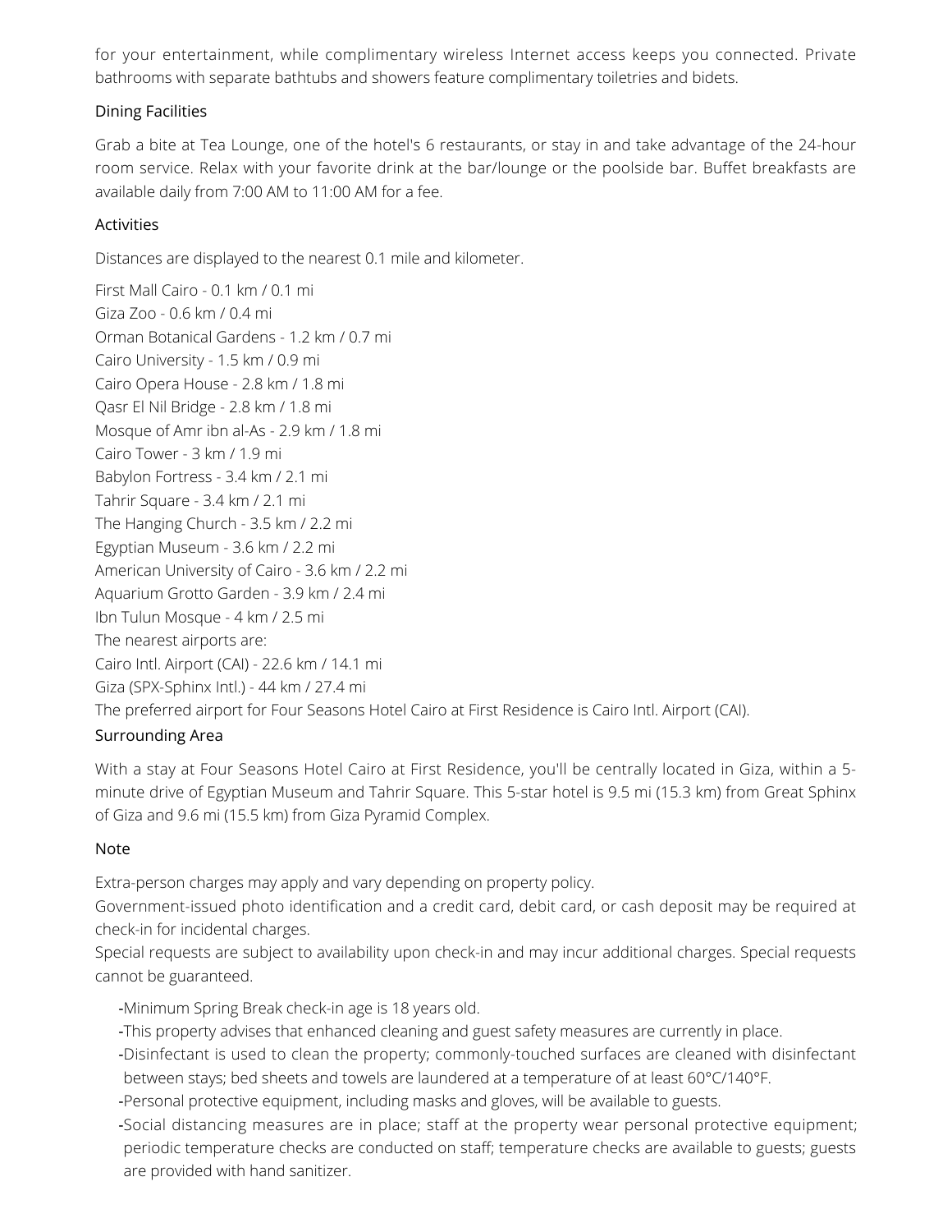for your entertainment, while complimentary wireless Internet access keeps you connected. Private bathrooms with separate bathtubs and showers feature complimentary toiletries and bidets.

## Dining Facilities

Grab a bite at Tea Lounge, one of the hotel's 6 restaurants, or stay in and take advantage of the 24-hour room service. Relax with your favorite drink at the bar/lounge or the poolside bar. Buffet breakfasts are available daily from 7:00 AM to 11:00 AM for a fee.

## Activities

Distances are displayed to the nearest 0.1 mile and kilometer.

First Mall Cairo - 0.1 km / 0.1 mi
Giza Zoo - 0.6 km / 0.4 mi
Orman Botanical Gardens - 1.2 km / 0.7 mi
Cairo University - 1.5 km / 0.9 mi
Cairo Opera House - 2.8 km / 1.8 mi
Qasr El Nil Bridge - 2.8 km / 1.8 mi
Mosque of Amr ibn al-As - 2.9 km / 1.8 mi
Cairo Tower - 3 km / 1.9 mi
Babylon Fortress - 3.4 km / 2.1 mi
Tahrir Square - 3.4 km / 2.1 mi
The Hanging Church - 3.5 km / 2.2 mi
Egyptian Museum - 3.6 km / 2.2 mi
American University of Cairo - 3.6 km / 2.2 mi
Aquarium Grotto Garden - 3.9 km / 2.4 mi
Ibn Tulun Mosque - 4 km / 2.5 mi
The nearest airports are:
Cairo Intl. Airport (CAI) - 22.6 km / 14.1 mi
Giza (SPX-Sphinx Intl.) - 44 km / 27.4 mi
The preferred airport for Four Seasons Hotel Cairo at First Residence is Cairo Intl. Airport (CAI).

## Surrounding Area

With a stay at Four Seasons Hotel Cairo at First Residence, you'll be centrally located in Giza, within a 5-minute drive of Egyptian Museum and Tahrir Square. This 5-star hotel is 9.5 mi (15.3 km) from Great Sphinx of Giza and 9.6 mi (15.5 km) from Giza Pyramid Complex.

## Note

Extra-person charges may apply and vary depending on property policy.
Government-issued photo identification and a credit card, debit card, or cash deposit may be required at check-in for incidental charges.
Special requests are subject to availability upon check-in and may incur additional charges. Special requests cannot be guaranteed.

- Minimum Spring Break check-in age is 18 years old.
- This property advises that enhanced cleaning and guest safety measures are currently in place.
- Disinfectant is used to clean the property; commonly-touched surfaces are cleaned with disinfectant between stays; bed sheets and towels are laundered at a temperature of at least 60°C/140°F.
- Personal protective equipment, including masks and gloves, will be available to guests.
- Social distancing measures are in place; staff at the property wear personal protective equipment; periodic temperature checks are conducted on staff; temperature checks are available to guests; guests are provided with hand sanitizer.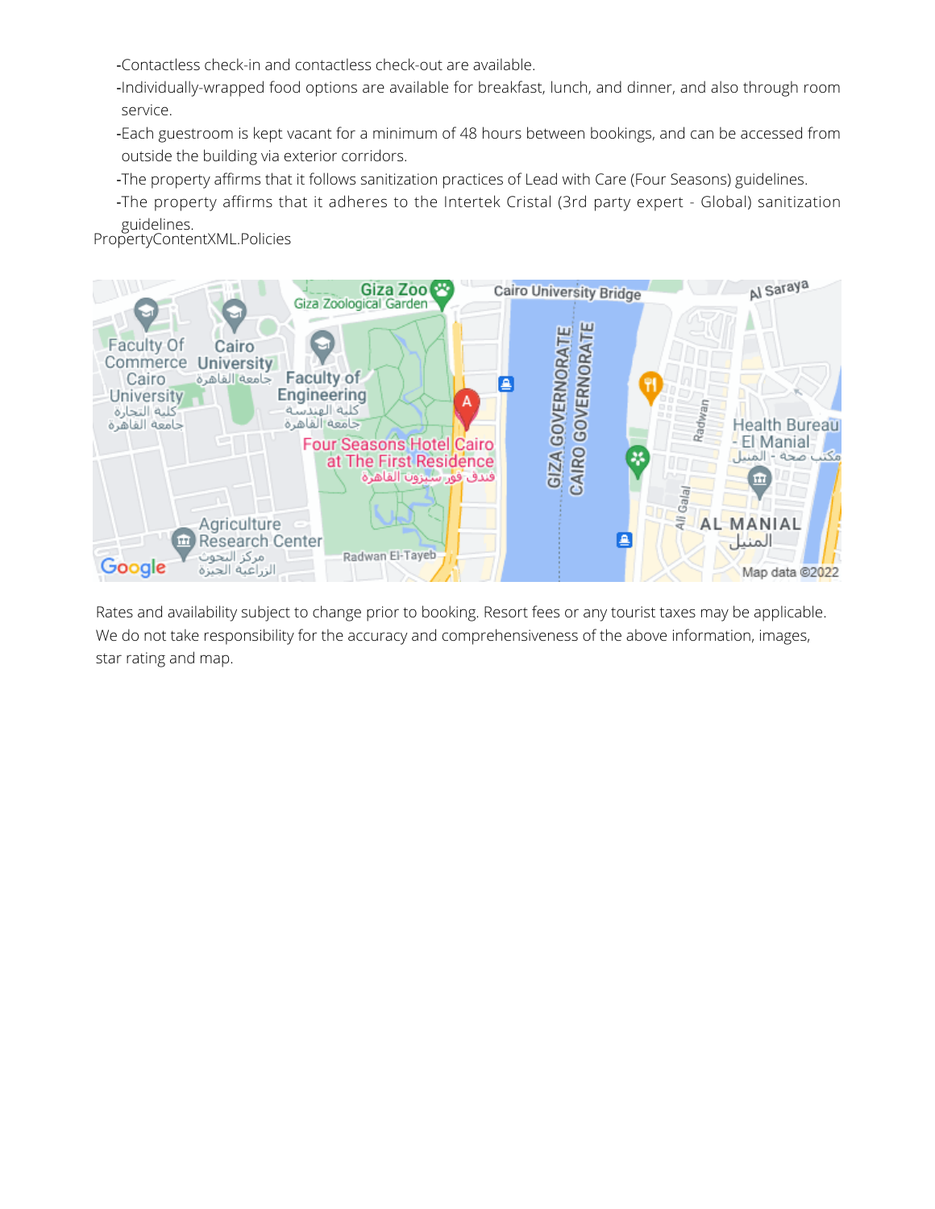- Contactless check-in and contactless check-out are available.
- Individually-wrapped food options are available for breakfast, lunch, and dinner, and also through room service.
- Each guestroom is kept vacant for a minimum of 48 hours between bookings, and can be accessed from outside the building via exterior corridors.
- The property affirms that it follows sanitization practices of Lead with Care (Four Seasons) guidelines.
- The property affirms that it adheres to the Intertek Cristal (3rd party expert - Global) sanitization guidelines.

PropertyContentXML.Policies

Rates and availability subject to change prior to booking. Resort fees or any tourist taxes may be applicable. We do not take responsibility for the accuracy and comprehensiveness of the above information, images, star rating and map.